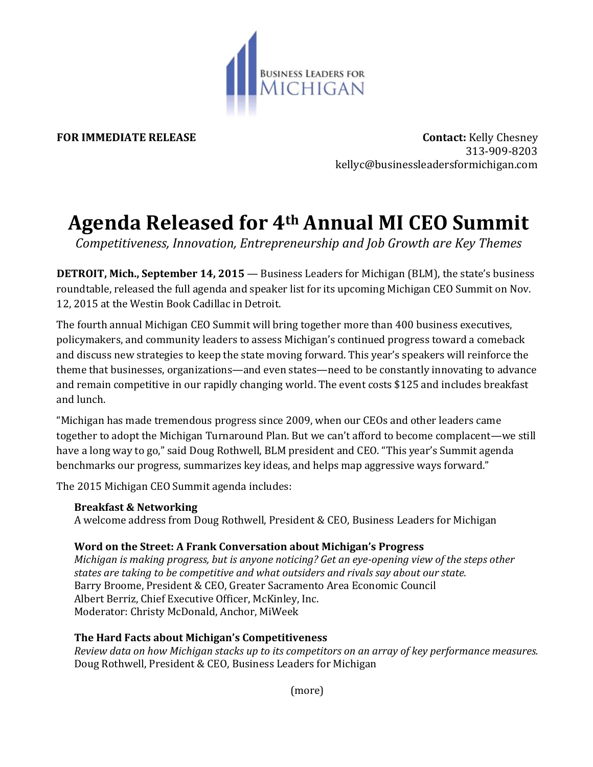BUSINESS LEADERS FOR MICHIGAN

**FOR IMMEDIATE RELEASE**

**Contact:** Kelly Chesney
313-909-8203
kellyc@businessleadersformichigan.com

# Agenda Released for 4th Annual MI CEO Summit

*Competitiveness, Innovation, Entrepreneurship and Job Growth are Key Themes*

**DETROIT, Mich., September 14, 2015** — Business Leaders for Michigan (BLM), the state's business roundtable, released the full agenda and speaker list for its upcoming Michigan CEO Summit on Nov. 12, 2015 at the Westin Book Cadillac in Detroit.

The fourth annual Michigan CEO Summit will bring together more than 400 business executives, policymakers, and community leaders to assess Michigan's continued progress toward a comeback and discuss new strategies to keep the state moving forward. This year's speakers will reinforce the theme that businesses, organizations—and even states—need to be constantly innovating to advance and remain competitive in our rapidly changing world. The event costs $125 and includes breakfast and lunch.

"Michigan has made tremendous progress since 2009, when our CEOs and other leaders came together to adopt the Michigan Turnaround Plan. But we can't afford to become complacent—we still have a long way to go," said Doug Rothwell, BLM president and CEO. "This year's Summit agenda benchmarks our progress, summarizes key ideas, and helps map aggressive ways forward."

The 2015 Michigan CEO Summit agenda includes:

**Breakfast & Networking**
A welcome address from Doug Rothwell, President & CEO, Business Leaders for Michigan

**Word on the Street: A Frank Conversation about Michigan's Progress**
*Michigan is making progress, but is anyone noticing? Get an eye-opening view of the steps other states are taking to be competitive and what outsiders and rivals say about our state.*
Barry Broome, President & CEO, Greater Sacramento Area Economic Council
Albert Berriz, Chief Executive Officer, McKinley, Inc.
Moderator: Christy McDonald, Anchor, MiWeek

**The Hard Facts about Michigan's Competitiveness**
*Review data on how Michigan stacks up to its competitors on an array of key performance measures.*
Doug Rothwell, President & CEO, Business Leaders for Michigan

(more)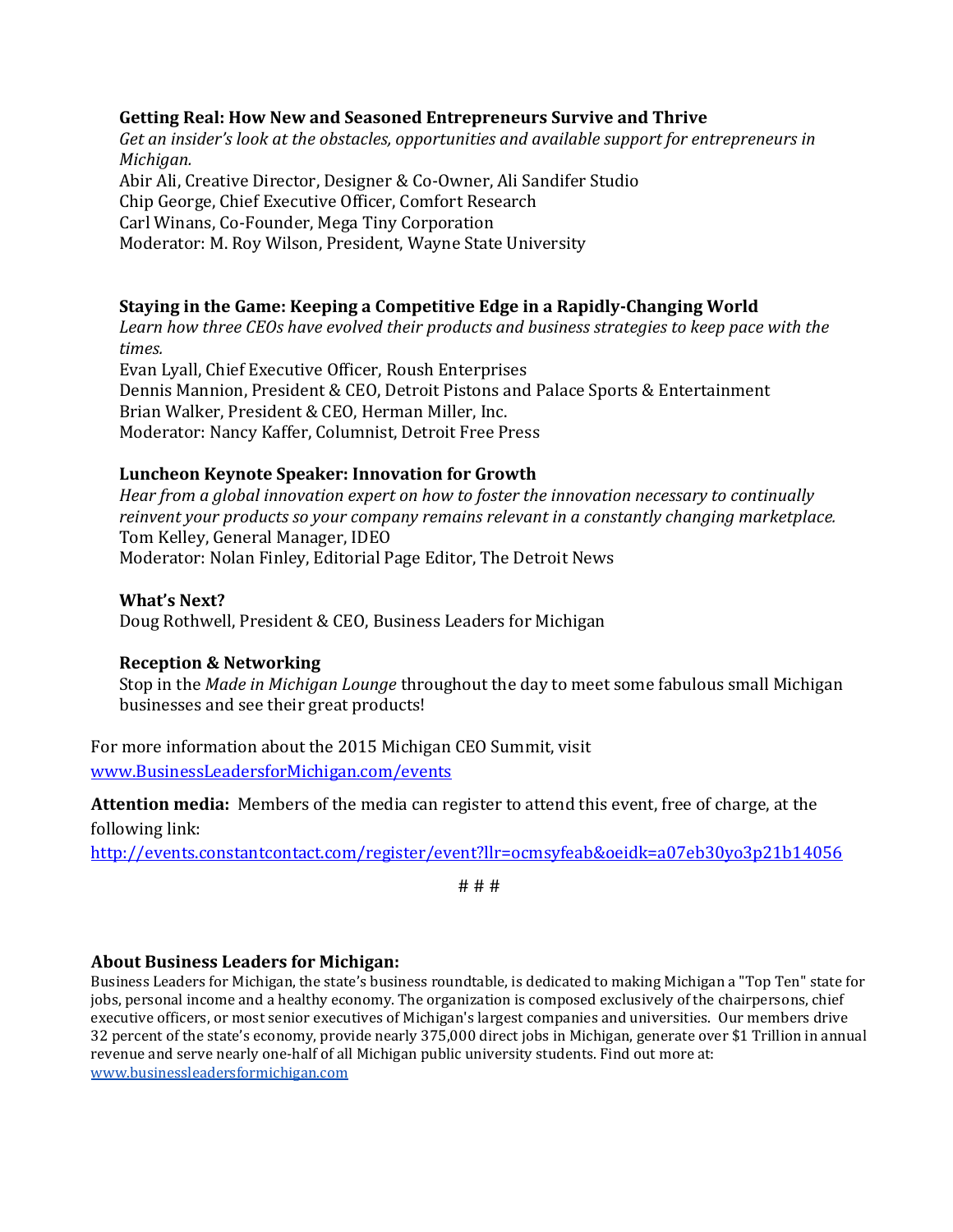**Getting Real: How New and Seasoned Entrepreneurs Survive and Thrive**
*Get an insider's look at the obstacles, opportunities and available support for entrepreneurs in Michigan.*
Abir Ali, Creative Director, Designer & Co-Owner, Ali Sandifer Studio
Chip George, Chief Executive Officer, Comfort Research
Carl Winans, Co-Founder, Mega Tiny Corporation
Moderator: M. Roy Wilson, President, Wayne State University

**Staying in the Game: Keeping a Competitive Edge in a Rapidly-Changing World**
*Learn how three CEOs have evolved their products and business strategies to keep pace with the times.*
Evan Lyall, Chief Executive Officer, Roush Enterprises
Dennis Mannion, President & CEO, Detroit Pistons and Palace Sports & Entertainment
Brian Walker, President & CEO, Herman Miller, Inc.
Moderator: Nancy Kaffer, Columnist, Detroit Free Press

**Luncheon Keynote Speaker: Innovation for Growth**
*Hear from a global innovation expert on how to foster the innovation necessary to continually reinvent your products so your company remains relevant in a constantly changing marketplace.*
Tom Kelley, General Manager, IDEO
Moderator: Nolan Finley, Editorial Page Editor, The Detroit News

**What's Next?**
Doug Rothwell, President & CEO, Business Leaders for Michigan

**Reception & Networking**
Stop in the *Made in Michigan Lounge* throughout the day to meet some fabulous small Michigan businesses and see their great products!

For more information about the 2015 Michigan CEO Summit, visit
www.BusinessLeadersforMichigan.com/events

**Attention media:** Members of the media can register to attend this event, free of charge, at the following link:
http://events.constantcontact.com/register/event?llr=ocmsyfeab&oeidk=a07eb30yo3p21b14056

# # #

**About Business Leaders for Michigan:**
Business Leaders for Michigan, the state's business roundtable, is dedicated to making Michigan a "Top Ten" state for jobs, personal income and a healthy economy. The organization is composed exclusively of the chairpersons, chief executive officers, or most senior executives of Michigan's largest companies and universities. Our members drive 32 percent of the state's economy, provide nearly 375,000 direct jobs in Michigan, generate over $1 Trillion in annual revenue and serve nearly one-half of all Michigan public university students. Find out more at: www.businessleadersformichigan.com